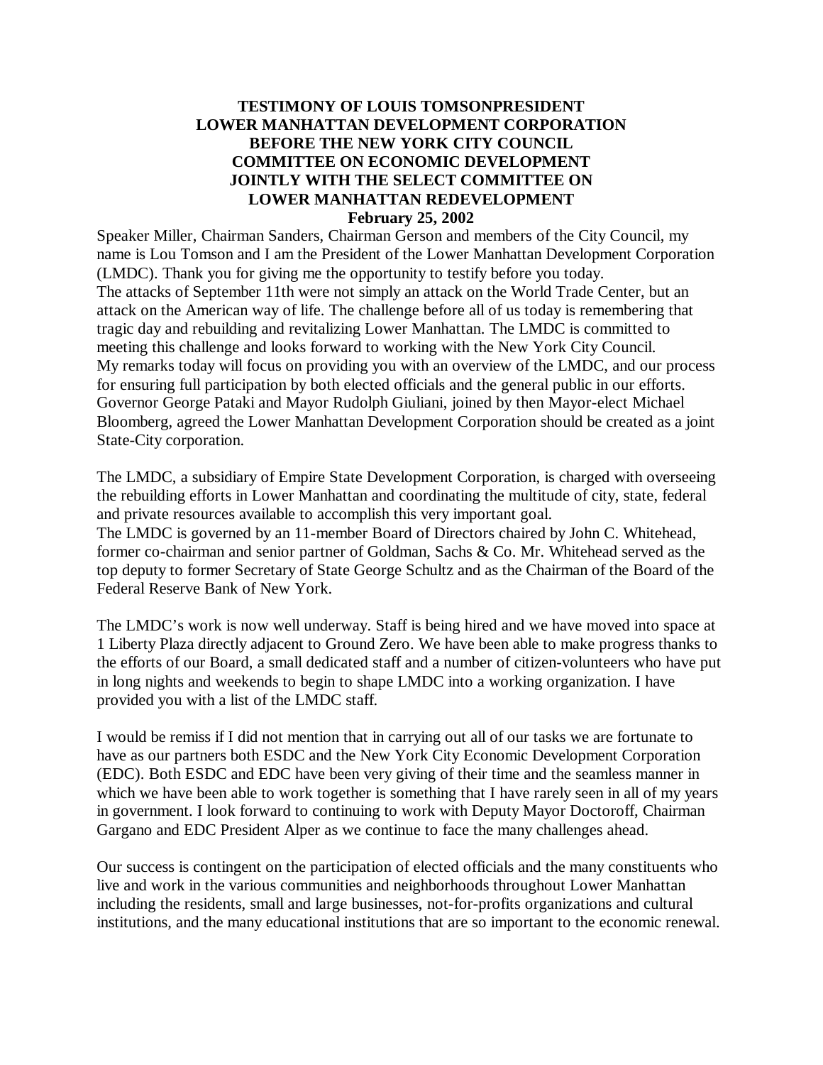# TESTIMONY OF LOUIS TOMSONPRESIDENT
# LOWER MANHATTAN DEVELOPMENT CORPORATION
# BEFORE THE NEW YORK CITY COUNCIL
# COMMITTEE ON ECONOMIC DEVELOPMENT
# JOINTLY WITH THE SELECT COMMITTEE ON
# LOWER MANHATTAN REDEVELOPMENT

**February 25, 2002**

Speaker Miller, Chairman Sanders, Chairman Gerson and members of the City Council, my name is Lou Tomson and I am the President of the Lower Manhattan Development Corporation (LMDC). Thank you for giving me the opportunity to testify before you today.

The attacks of September 11th were not simply an attack on the World Trade Center, but an attack on the American way of life. The challenge before all of us today is remembering that tragic day and rebuilding and revitalizing Lower Manhattan. The LMDC is committed to meeting this challenge and looks forward to working with the New York City Council.

My remarks today will focus on providing you with an overview of the LMDC, and our process for ensuring full participation by both elected officials and the general public in our efforts.

Governor George Pataki and Mayor Rudolph Giuliani, joined by then Mayor-elect Michael Bloomberg, agreed the Lower Manhattan Development Corporation should be created as a joint State-City corporation.

The LMDC, a subsidiary of Empire State Development Corporation, is charged with overseeing the rebuilding efforts in Lower Manhattan and coordinating the multitude of city, state, federal and private resources available to accomplish this very important goal.

The LMDC is governed by an 11-member Board of Directors chaired by John C. Whitehead, former co-chairman and senior partner of Goldman, Sachs & Co. Mr. Whitehead served as the top deputy to former Secretary of State George Schultz and as the Chairman of the Board of the Federal Reserve Bank of New York.

The LMDC's work is now well underway. Staff is being hired and we have moved into space at 1 Liberty Plaza directly adjacent to Ground Zero. We have been able to make progress thanks to the efforts of our Board, a small dedicated staff and a number of citizen-volunteers who have put in long nights and weekends to begin to shape LMDC into a working organization. I have provided you with a list of the LMDC staff.

I would be remiss if I did not mention that in carrying out all of our tasks we are fortunate to have as our partners both ESDC and the New York City Economic Development Corporation (EDC). Both ESDC and EDC have been very giving of their time and the seamless manner in which we have been able to work together is something that I have rarely seen in all of my years in government. I look forward to continuing to work with Deputy Mayor Doctoroff, Chairman Gargano and EDC President Alper as we continue to face the many challenges ahead.

Our success is contingent on the participation of elected officials and the many constituents who live and work in the various communities and neighborhoods throughout Lower Manhattan including the residents, small and large businesses, not-for-profits organizations and cultural institutions, and the many educational institutions that are so important to the economic renewal.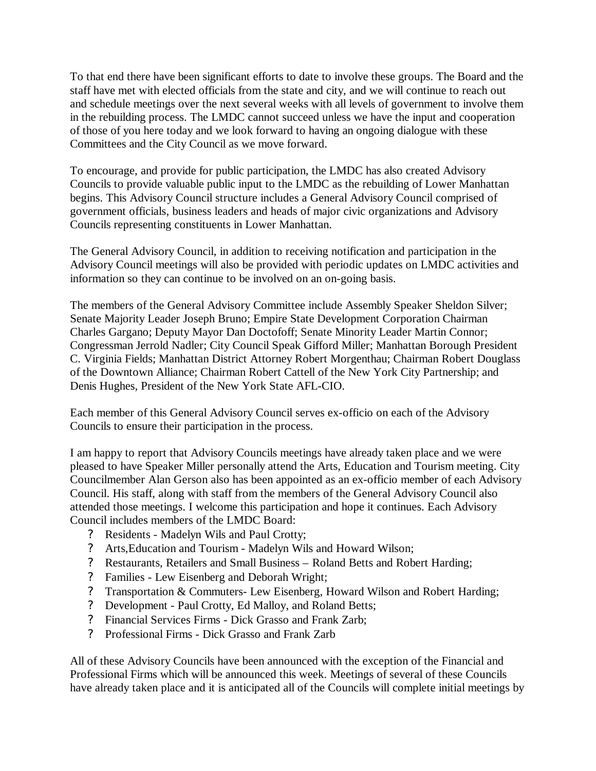To that end there have been significant efforts to date to involve these groups. The Board and the staff have met with elected officials from the state and city, and we will continue to reach out and schedule meetings over the next several weeks with all levels of government to involve them in the rebuilding process. The LMDC cannot succeed unless we have the input and cooperation of those of you here today and we look forward to having an ongoing dialogue with these Committees and the City Council as we move forward.

To encourage, and provide for public participation, the LMDC has also created Advisory Councils to provide valuable public input to the LMDC as the rebuilding of Lower Manhattan begins. This Advisory Council structure includes a General Advisory Council comprised of government officials, business leaders and heads of major civic organizations and Advisory Councils representing constituents in Lower Manhattan.

The General Advisory Council, in addition to receiving notification and participation in the Advisory Council meetings will also be provided with periodic updates on LMDC activities and information so they can continue to be involved on an on-going basis.

The members of the General Advisory Committee include Assembly Speaker Sheldon Silver; Senate Majority Leader Joseph Bruno; Empire State Development Corporation Chairman Charles Gargano; Deputy Mayor Dan Doctofoff; Senate Minority Leader Martin Connor; Congressman Jerrold Nadler; City Council Speak Gifford Miller; Manhattan Borough President C. Virginia Fields; Manhattan District Attorney Robert Morgenthau; Chairman Robert Douglass of the Downtown Alliance; Chairman Robert Cattell of the New York City Partnership; and Denis Hughes, President of the New York State AFL-CIO.

Each member of this General Advisory Council serves ex-officio on each of the Advisory Councils to ensure their participation in the process.

I am happy to report that Advisory Councils meetings have already taken place and we were pleased to have Speaker Miller personally attend the Arts, Education and Tourism meeting. City Councilmember Alan Gerson also has been appointed as an ex-officio member of each Advisory Council. His staff, along with staff from the members of the General Advisory Council also attended those meetings. I welcome this participation and hope it continues. Each Advisory Council includes members of the LMDC Board:

- Residents - Madelyn Wils and Paul Crotty;
- Arts,Education and Tourism - Madelyn Wils and Howard Wilson;
- Restaurants, Retailers and Small Business – Roland Betts and Robert Harding;
- Families - Lew Eisenberg and Deborah Wright;
- Transportation & Commuters- Lew Eisenberg, Howard Wilson and Robert Harding;
- Development - Paul Crotty, Ed Malloy, and Roland Betts;
- Financial Services Firms - Dick Grasso and Frank Zarb;
- Professional Firms - Dick Grasso and Frank Zarb

All of these Advisory Councils have been announced with the exception of the Financial and Professional Firms which will be announced this week. Meetings of several of these Councils have already taken place and it is anticipated all of the Councils will complete initial meetings by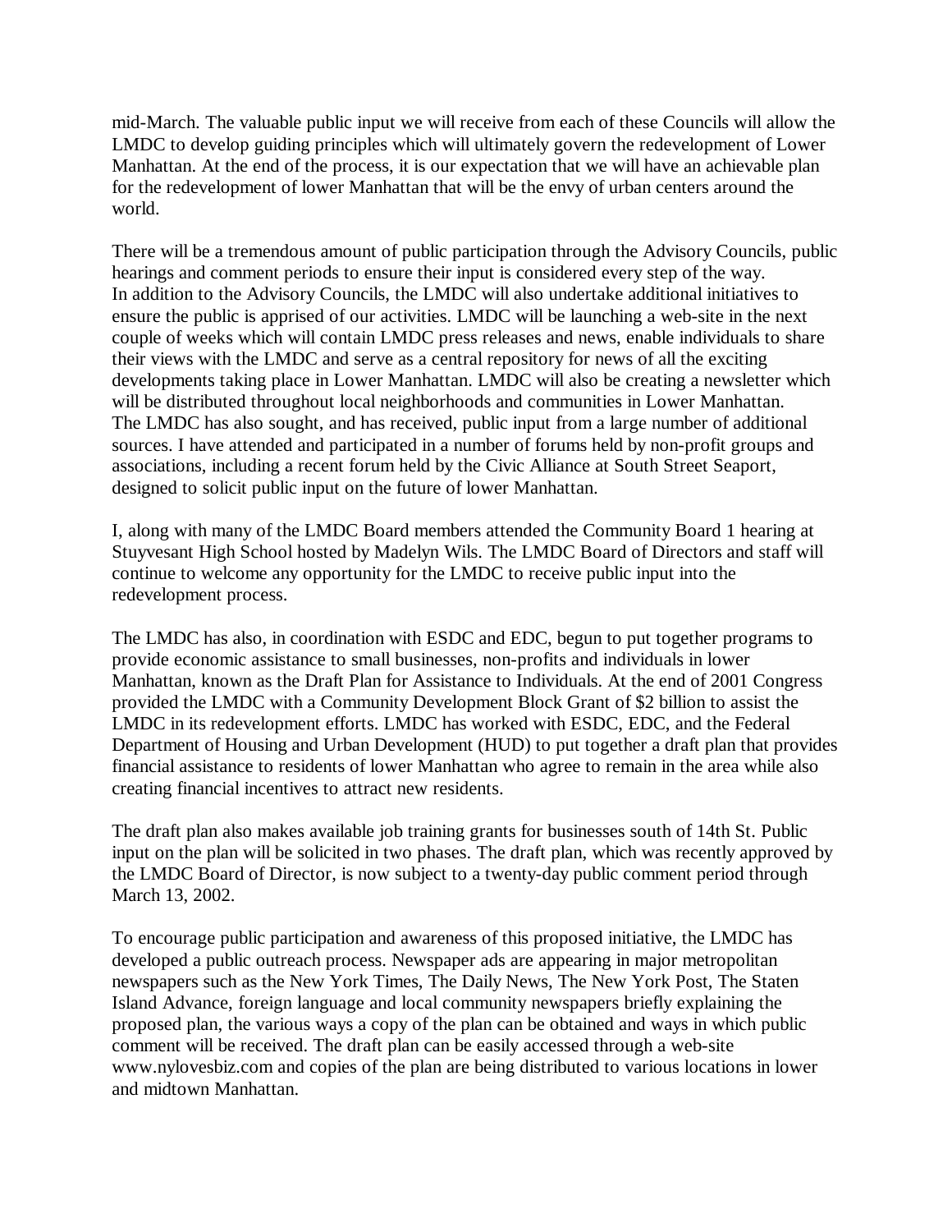mid-March. The valuable public input we will receive from each of these Councils will allow the LMDC to develop guiding principles which will ultimately govern the redevelopment of Lower Manhattan. At the end of the process, it is our expectation that we will have an achievable plan for the redevelopment of lower Manhattan that will be the envy of urban centers around the world.

There will be a tremendous amount of public participation through the Advisory Councils, public hearings and comment periods to ensure their input is considered every step of the way. In addition to the Advisory Councils, the LMDC will also undertake additional initiatives to ensure the public is apprised of our activities. LMDC will be launching a web-site in the next couple of weeks which will contain LMDC press releases and news, enable individuals to share their views with the LMDC and serve as a central repository for news of all the exciting developments taking place in Lower Manhattan. LMDC will also be creating a newsletter which will be distributed throughout local neighborhoods and communities in Lower Manhattan. The LMDC has also sought, and has received, public input from a large number of additional sources. I have attended and participated in a number of forums held by non-profit groups and associations, including a recent forum held by the Civic Alliance at South Street Seaport, designed to solicit public input on the future of lower Manhattan.

I, along with many of the LMDC Board members attended the Community Board 1 hearing at Stuyvesant High School hosted by Madelyn Wils. The LMDC Board of Directors and staff will continue to welcome any opportunity for the LMDC to receive public input into the redevelopment process.

The LMDC has also, in coordination with ESDC and EDC, begun to put together programs to provide economic assistance to small businesses, non-profits and individuals in lower Manhattan, known as the Draft Plan for Assistance to Individuals. At the end of 2001 Congress provided the LMDC with a Community Development Block Grant of $2 billion to assist the LMDC in its redevelopment efforts. LMDC has worked with ESDC, EDC, and the Federal Department of Housing and Urban Development (HUD) to put together a draft plan that provides financial assistance to residents of lower Manhattan who agree to remain in the area while also creating financial incentives to attract new residents.

The draft plan also makes available job training grants for businesses south of 14th St. Public input on the plan will be solicited in two phases. The draft plan, which was recently approved by the LMDC Board of Director, is now subject to a twenty-day public comment period through March 13, 2002.

To encourage public participation and awareness of this proposed initiative, the LMDC has developed a public outreach process. Newspaper ads are appearing in major metropolitan newspapers such as the New York Times, The Daily News, The New York Post, The Staten Island Advance, foreign language and local community newspapers briefly explaining the proposed plan, the various ways a copy of the plan can be obtained and ways in which public comment will be received. The draft plan can be easily accessed through a web-site www.nylovesbiz.com and copies of the plan are being distributed to various locations in lower and midtown Manhattan.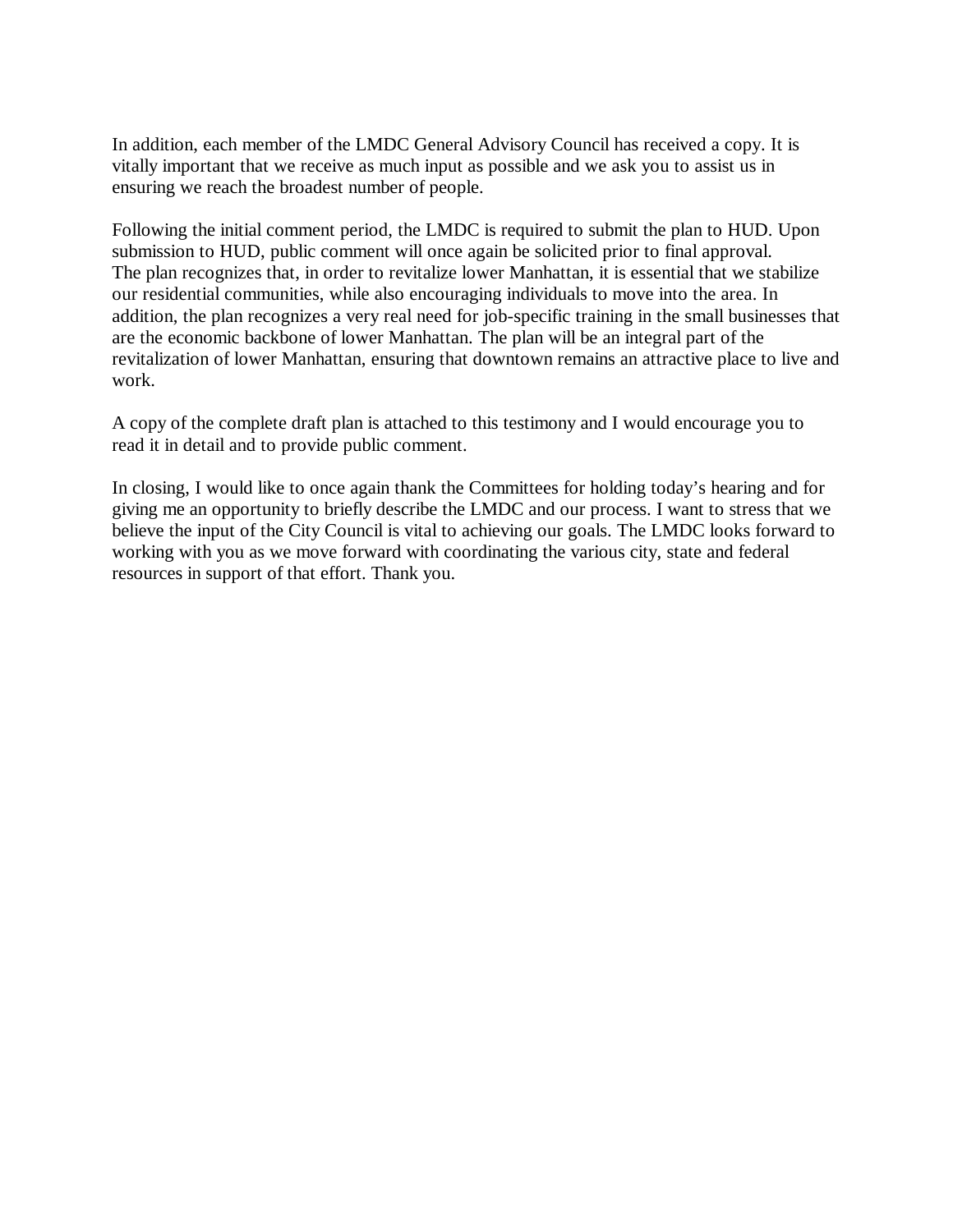In addition, each member of the LMDC General Advisory Council has received a copy. It is vitally important that we receive as much input as possible and we ask you to assist us in ensuring we reach the broadest number of people.

Following the initial comment period, the LMDC is required to submit the plan to HUD. Upon submission to HUD, public comment will once again be solicited prior to final approval. The plan recognizes that, in order to revitalize lower Manhattan, it is essential that we stabilize our residential communities, while also encouraging individuals to move into the area. In addition, the plan recognizes a very real need for job-specific training in the small businesses that are the economic backbone of lower Manhattan. The plan will be an integral part of the revitalization of lower Manhattan, ensuring that downtown remains an attractive place to live and work.

A copy of the complete draft plan is attached to this testimony and I would encourage you to read it in detail and to provide public comment.

In closing, I would like to once again thank the Committees for holding today's hearing and for giving me an opportunity to briefly describe the LMDC and our process. I want to stress that we believe the input of the City Council is vital to achieving our goals. The LMDC looks forward to working with you as we move forward with coordinating the various city, state and federal resources in support of that effort. Thank you.